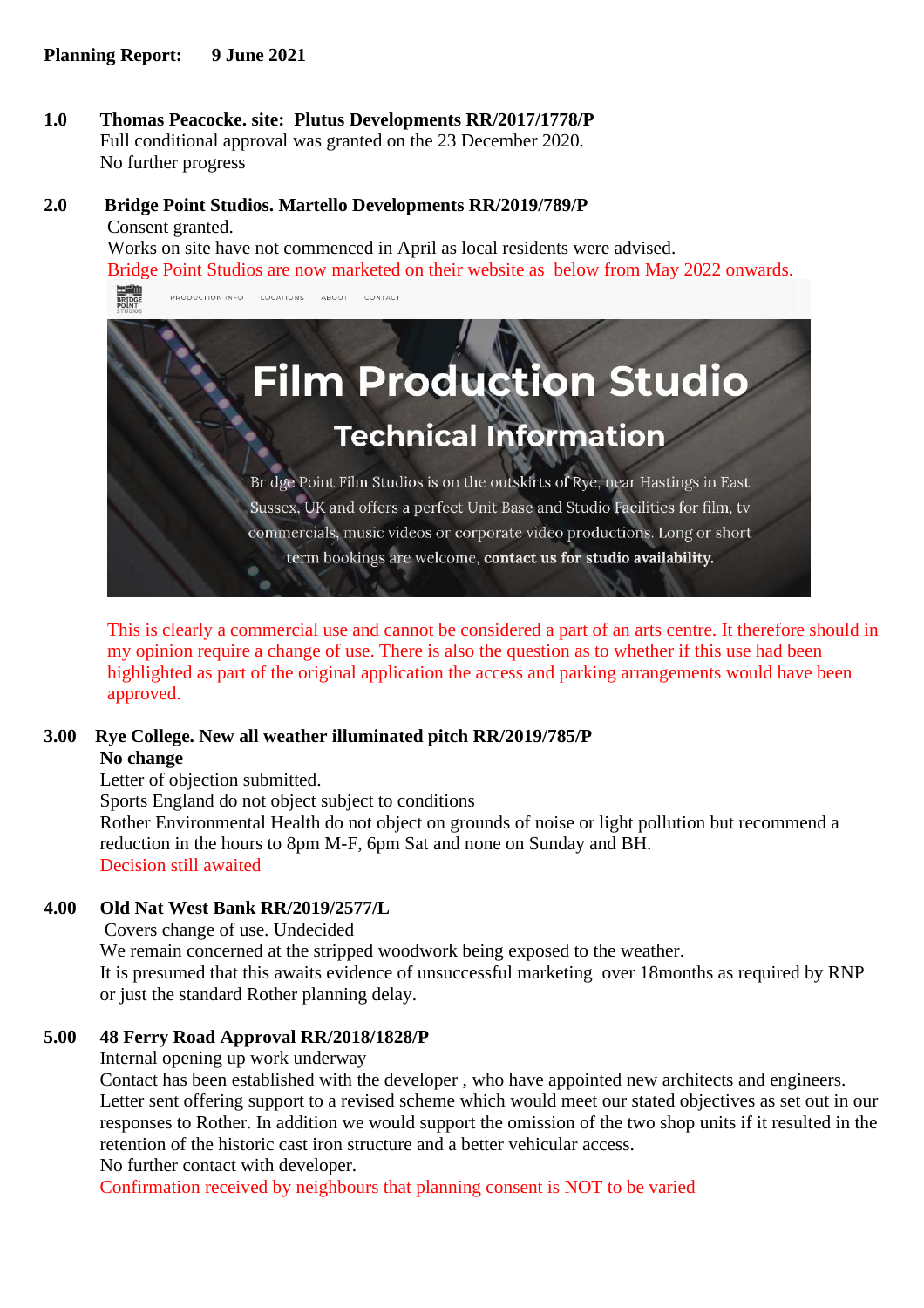**Planning Report: 9 June 2021**

**1.0 Thomas Peacocke. site: Plutus Developments RR/2017/1778/P**

Full conditional approval was granted on the 23 December 2020.
No further progress

**2.0 Bridge Point Studios. Martello Developments RR/2019/789/P**

Consent granted.
Works on site have not commenced in April as local residents were advised.
Bridge Point Studios are now marketed on their website as below from May 2022 onwards.

PRODUCTION INFO LOCATIONS ABOUT CONTACT

**Film Production Studio**

**Technical Information**

Bridge Point Film Studios is on the outskirts of Rye, near Hastings in East Sussex, UK and offers a perfect Unit Base and Studio Facilities for film, tv commercials, music videos or corporate video productions. Long or short term bookings are welcome, **contact us for studio availability.**

This is clearly a commercial use and cannot be considered a part of an arts centre. It therefore should in my opinion require a change of use. There is also the question as to whether if this use had been highlighted as part of the original application the access and parking arrangements would have been approved.

**3.00 Rye College. New all weather illuminated pitch RR/2019/785/P**

**No change**
Letter of objection submitted.
Sports England do not object subject to conditions
Rother Environmental Health do not object on grounds of noise or light pollution but recommend a reduction in the hours to 8pm M-F, 6pm Sat and none on Sunday and BH.
Decision still awaited

**4.00 Old Nat West Bank RR/2019/2577/L**

Covers change of use. Undecided
We remain concerned at the stripped woodwork being exposed to the weather.
It is presumed that this awaits evidence of unsuccessful marketing over 18months as required by RNP or just the standard Rother planning delay.

**5.00 48 Ferry Road Approval RR/2018/1828/P**

Internal opening up work underway
Contact has been established with the developer , who have appointed new architects and engineers.
Letter sent offering support to a revised scheme which would meet our stated objectives as set out in our responses to Rother. In addition we would support the omission of the two shop units if it resulted in the retention of the historic cast iron structure and a better vehicular access.
No further contact with developer.
Confirmation received by neighbours that planning consent is NOT to be varied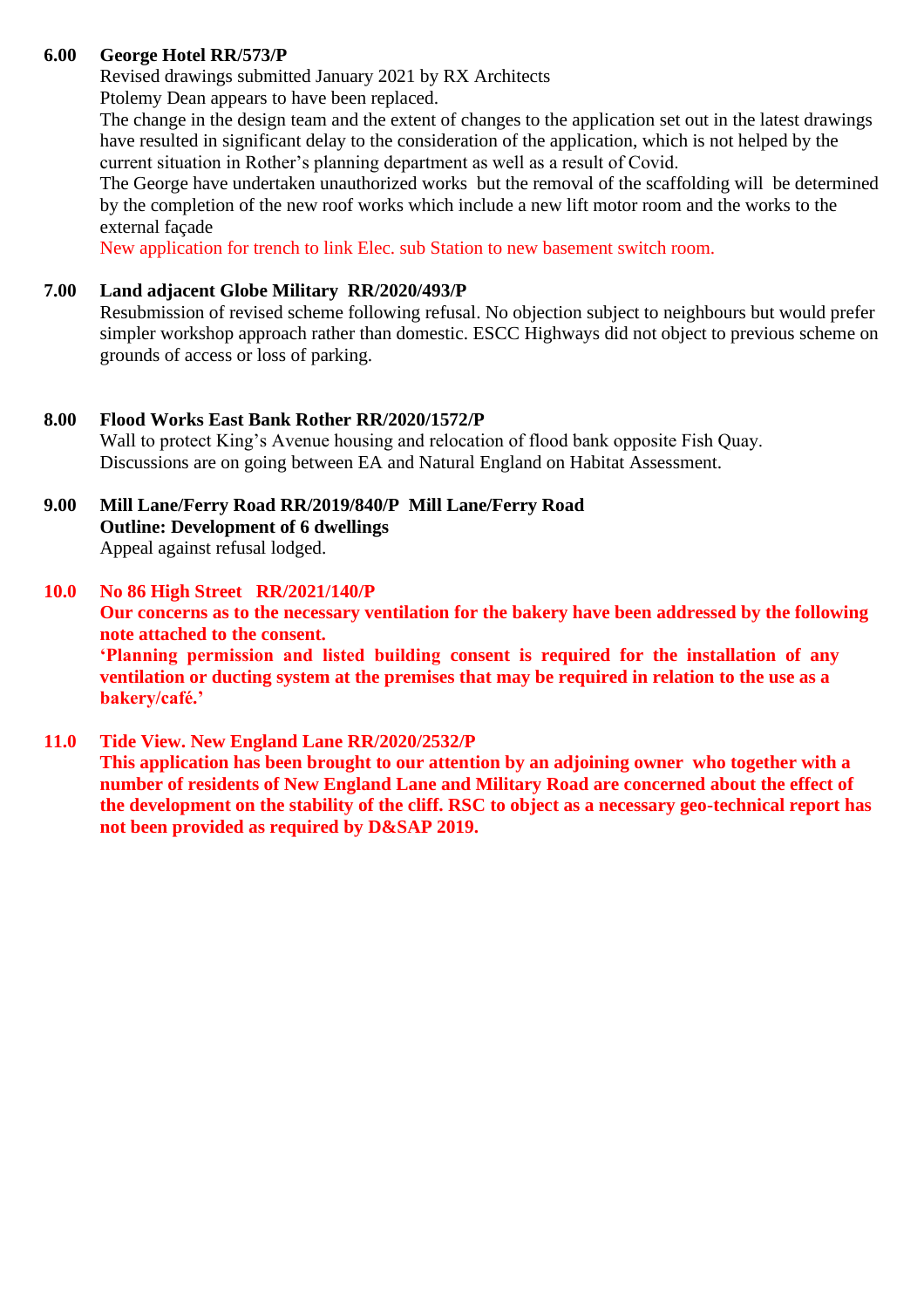**6.00 George Hotel RR/573/P**

Revised drawings submitted January 2021 by RX Architects

Ptolemy Dean appears to have been replaced.

The change in the design team and the extent of changes to the application set out in the latest drawings have resulted in significant delay to the consideration of the application, which is not helped by the current situation in Rother's planning department as well as a result of Covid.

The George have undertaken unauthorized works but the removal of the scaffolding will be determined by the completion of the new roof works which include a new lift motor room and the works to the external façade

New application for trench to link Elec. sub Station to new basement switch room.

**7.00 Land adjacent Globe Military RR/2020/493/P**

Resubmission of revised scheme following refusal. No objection subject to neighbours but would prefer simpler workshop approach rather than domestic. ESCC Highways did not object to previous scheme on grounds of access or loss of parking.

**8.00 Flood Works East Bank Rother RR/2020/1572/P**

Wall to protect King's Avenue housing and relocation of flood bank opposite Fish Quay. Discussions are on going between EA and Natural England on Habitat Assessment.

**9.00 Mill Lane/Ferry Road RR/2019/840/P Mill Lane/Ferry Road**

**Outline: Development of 6 dwellings**

Appeal against refusal lodged.

**10.0 No 86 High Street RR/2021/140/P**

**Our concerns as to the necessary ventilation for the bakery have been addressed by the following note attached to the consent.**

**'Planning permission and listed building consent is required for the installation of any ventilation or ducting system at the premises that may be required in relation to the use as a bakery/café.'**

**11.0 Tide View. New England Lane RR/2020/2532/P**

**This application has been brought to our attention by an adjoining owner who together with a number of residents of New England Lane and Military Road are concerned about the effect of the development on the stability of the cliff. RSC to object as a necessary geo-technical report has not been provided as required by D&SAP 2019.**